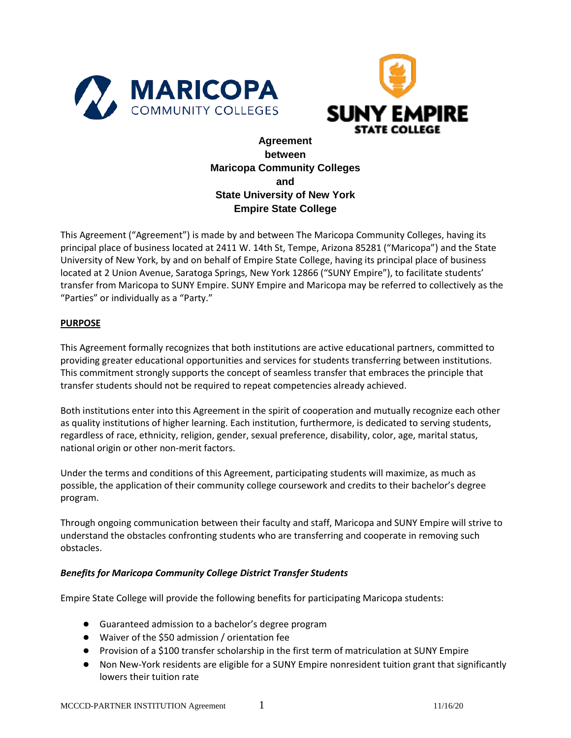# Agreement between Maricopa Community Colleges and State University of New York Empire State College

This Agreement ("Agreement") is made by and between The Maricopa Community Colleges, having its principal place of business located at 2411 W. 14th St, Tempe, Arizona 85281 ("Maricopa") and the State University of New York, by and on behalf of Empire State College, having its principal place of business located at 2 Union Avenue, Saratoga Springs, New York 12866 ("SUNY Empire"), to facilitate students' transfer from Maricopa to SUNY Empire. SUNY Empire and Maricopa may be referred to collectively as the "Parties" or individually as a "Party."

## PURPOSE

This Agreement formally recognizes that both institutions are active educational partners, committed to providing greater educational opportunities and services for students transferring between institutions. This commitment strongly supports the concept of seamless transfer that embraces the principle that transfer students should not be required to repeat competencies already achieved.

Both institutions enter into this Agreement in the spirit of cooperation and mutually recognize each other as quality institutions of higher learning. Each institution, furthermore, is dedicated to serving students, regardless of race, ethnicity, religion, gender, sexual preference, disability, color, age, marital status, national origin or other non-merit factors.

Under the terms and conditions of this Agreement, participating students will maximize, as much as possible, the application of their community college coursework and credits to their bachelor's degree program.

Through ongoing communication between their faculty and staff, Maricopa and SUNY Empire will strive to understand the obstacles confronting students who are transferring and cooperate in removing such obstacles.

### *Benefits for Maricopa Community College District Transfer Students*

Empire State College will provide the following benefits for participating Maricopa students:

- Guaranteed admission to a bachelor's degree program
- Waiver of the $50 admission / orientation fee
- Provision of a $100 transfer scholarship in the first term of matriculation at SUNY Empire
- Non New-York residents are eligible for a SUNY Empire nonresident tuition grant that significantly lowers their tuition rate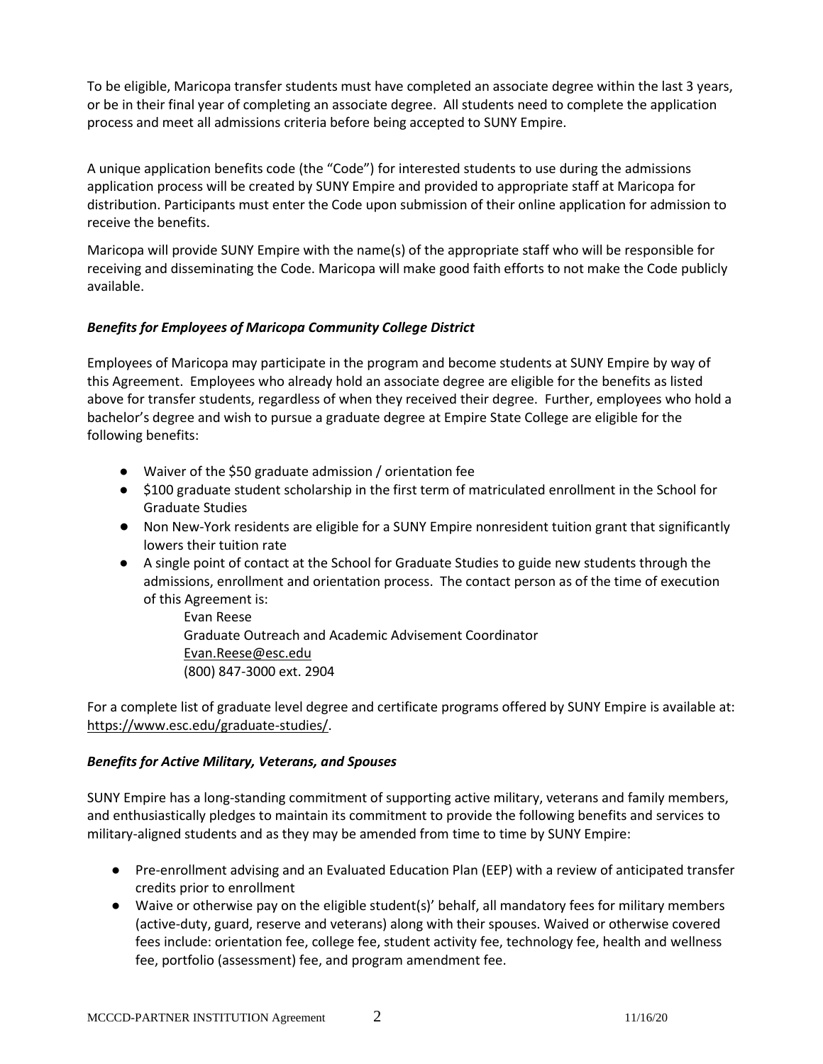To be eligible, Maricopa transfer students must have completed an associate degree within the last 3 years, or be in their final year of completing an associate degree. All students need to complete the application process and meet all admissions criteria before being accepted to SUNY Empire.

A unique application benefits code (the "Code") for interested students to use during the admissions application process will be created by SUNY Empire and provided to appropriate staff at Maricopa for distribution. Participants must enter the Code upon submission of their online application for admission to receive the benefits.

Maricopa will provide SUNY Empire with the name(s) of the appropriate staff who will be responsible for receiving and disseminating the Code. Maricopa will make good faith efforts to not make the Code publicly available.

***Benefits for Employees of Maricopa Community College District***

Employees of Maricopa may participate in the program and become students at SUNY Empire by way of this Agreement. Employees who already hold an associate degree are eligible for the benefits as listed above for transfer students, regardless of when they received their degree. Further, employees who hold a bachelor's degree and wish to pursue a graduate degree at Empire State College are eligible for the following benefits:

- Waiver of the $50 graduate admission / orientation fee
- $100 graduate student scholarship in the first term of matriculated enrollment in the School for Graduate Studies
- Non New-York residents are eligible for a SUNY Empire nonresident tuition grant that significantly lowers their tuition rate
- A single point of contact at the School for Graduate Studies to guide new students through the admissions, enrollment and orientation process. The contact person as of the time of execution of this Agreement is:
  Evan Reese
  Graduate Outreach and Academic Advisement Coordinator
  Evan.Reese@esc.edu
  (800) 847-3000 ext. 2904

For a complete list of graduate level degree and certificate programs offered by SUNY Empire is available at: https://www.esc.edu/graduate-studies/.

***Benefits for Active Military, Veterans, and Spouses***

SUNY Empire has a long-standing commitment of supporting active military, veterans and family members, and enthusiastically pledges to maintain its commitment to provide the following benefits and services to military-aligned students and as they may be amended from time to time by SUNY Empire:

- Pre-enrollment advising and an Evaluated Education Plan (EEP) with a review of anticipated transfer credits prior to enrollment
- Waive or otherwise pay on the eligible student(s)' behalf, all mandatory fees for military members (active-duty, guard, reserve and veterans) along with their spouses. Waived or otherwise covered fees include: orientation fee, college fee, student activity fee, technology fee, health and wellness fee, portfolio (assessment) fee, and program amendment fee.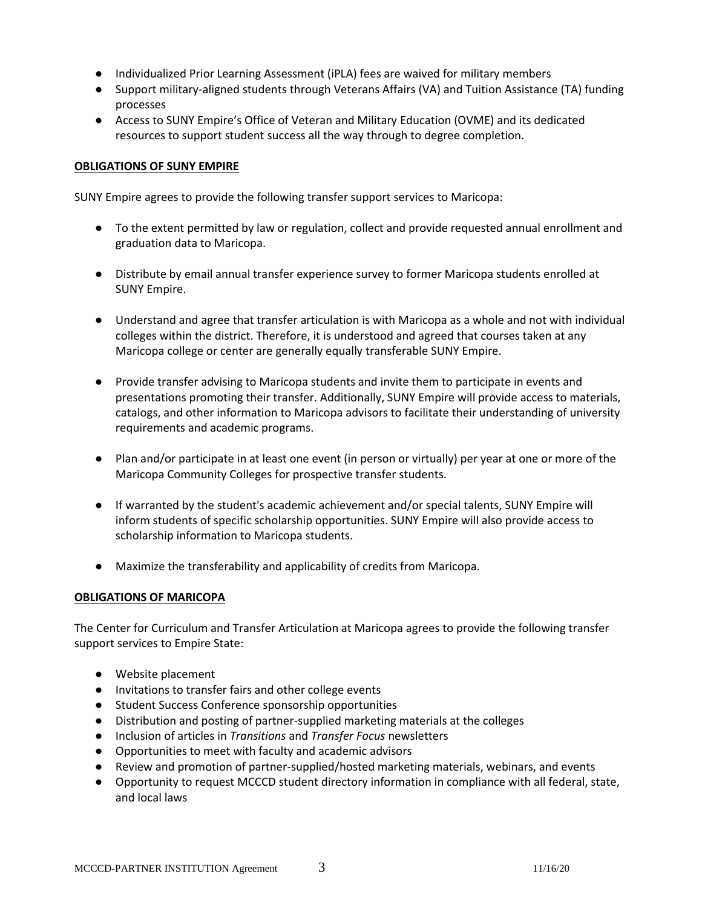- Individualized Prior Learning Assessment (iPLA) fees are waived for military members
- Support military-aligned students through Veterans Affairs (VA) and Tuition Assistance (TA) funding processes
- Access to SUNY Empire's Office of Veteran and Military Education (OVME) and its dedicated resources to support student success all the way through to degree completion.

**OBLIGATIONS OF SUNY EMPIRE**

SUNY Empire agrees to provide the following transfer support services to Maricopa:

- To the extent permitted by law or regulation, collect and provide requested annual enrollment and graduation data to Maricopa.

- Distribute by email annual transfer experience survey to former Maricopa students enrolled at SUNY Empire.

- Understand and agree that transfer articulation is with Maricopa as a whole and not with individual colleges within the district. Therefore, it is understood and agreed that courses taken at any Maricopa college or center are generally equally transferable SUNY Empire.

- Provide transfer advising to Maricopa students and invite them to participate in events and presentations promoting their transfer. Additionally, SUNY Empire will provide access to materials, catalogs, and other information to Maricopa advisors to facilitate their understanding of university requirements and academic programs.

- Plan and/or participate in at least one event (in person or virtually) per year at one or more of the Maricopa Community Colleges for prospective transfer students.

- If warranted by the student's academic achievement and/or special talents, SUNY Empire will inform students of specific scholarship opportunities. SUNY Empire will also provide access to scholarship information to Maricopa students.

- Maximize the transferability and applicability of credits from Maricopa.

**OBLIGATIONS OF MARICOPA**

The Center for Curriculum and Transfer Articulation at Maricopa agrees to provide the following transfer support services to Empire State:

- Website placement
- Invitations to transfer fairs and other college events
- Student Success Conference sponsorship opportunities
- Distribution and posting of partner-supplied marketing materials at the colleges
- Inclusion of articles in *Transitions* and *Transfer Focus* newsletters
- Opportunities to meet with faculty and academic advisors
- Review and promotion of partner-supplied/hosted marketing materials, webinars, and events
- Opportunity to request MCCCD student directory information in compliance with all federal, state, and local laws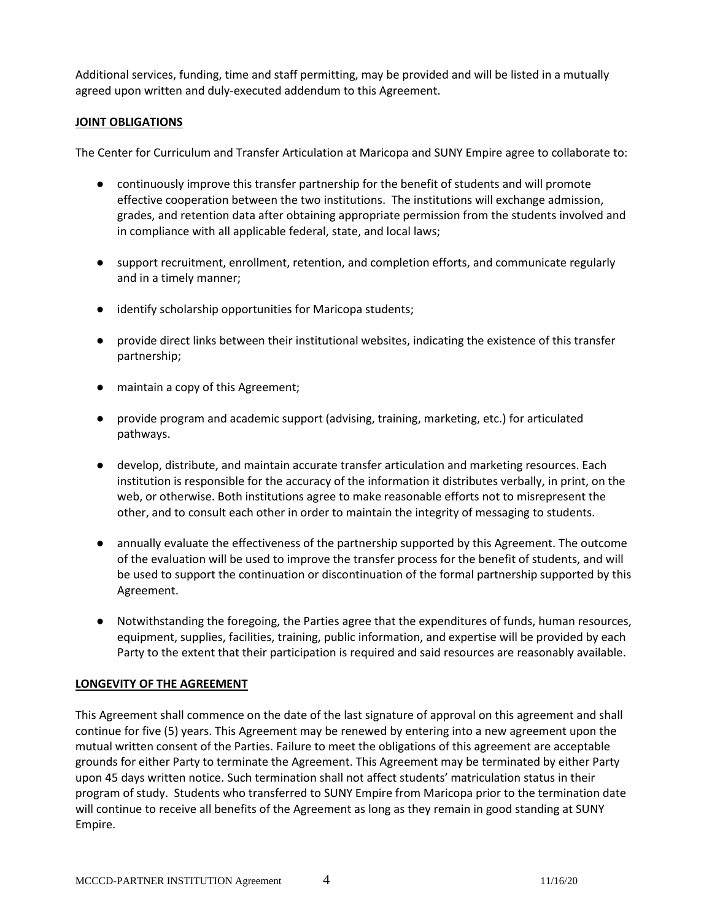Additional services, funding, time and staff permitting, may be provided and will be listed in a mutually agreed upon written and duly-executed addendum to this Agreement.

**JOINT OBLIGATIONS**

The Center for Curriculum and Transfer Articulation at Maricopa and SUNY Empire agree to collaborate to:

- continuously improve this transfer partnership for the benefit of students and will promote effective cooperation between the two institutions. The institutions will exchange admission, grades, and retention data after obtaining appropriate permission from the students involved and in compliance with all applicable federal, state, and local laws;
- support recruitment, enrollment, retention, and completion efforts, and communicate regularly and in a timely manner;
- identify scholarship opportunities for Maricopa students;
- provide direct links between their institutional websites, indicating the existence of this transfer partnership;
- maintain a copy of this Agreement;
- provide program and academic support (advising, training, marketing, etc.) for articulated pathways.
- develop, distribute, and maintain accurate transfer articulation and marketing resources. Each institution is responsible for the accuracy of the information it distributes verbally, in print, on the web, or otherwise. Both institutions agree to make reasonable efforts not to misrepresent the other, and to consult each other in order to maintain the integrity of messaging to students.
- annually evaluate the effectiveness of the partnership supported by this Agreement. The outcome of the evaluation will be used to improve the transfer process for the benefit of students, and will be used to support the continuation or discontinuation of the formal partnership supported by this Agreement.
- Notwithstanding the foregoing, the Parties agree that the expenditures of funds, human resources, equipment, supplies, facilities, training, public information, and expertise will be provided by each Party to the extent that their participation is required and said resources are reasonably available.

**LONGEVITY OF THE AGREEMENT**

This Agreement shall commence on the date of the last signature of approval on this agreement and shall continue for five (5) years. This Agreement may be renewed by entering into a new agreement upon the mutual written consent of the Parties. Failure to meet the obligations of this agreement are acceptable grounds for either Party to terminate the Agreement. This Agreement may be terminated by either Party upon 45 days written notice. Such termination shall not affect students' matriculation status in their program of study. Students who transferred to SUNY Empire from Maricopa prior to the termination date will continue to receive all benefits of the Agreement as long as they remain in good standing at SUNY Empire.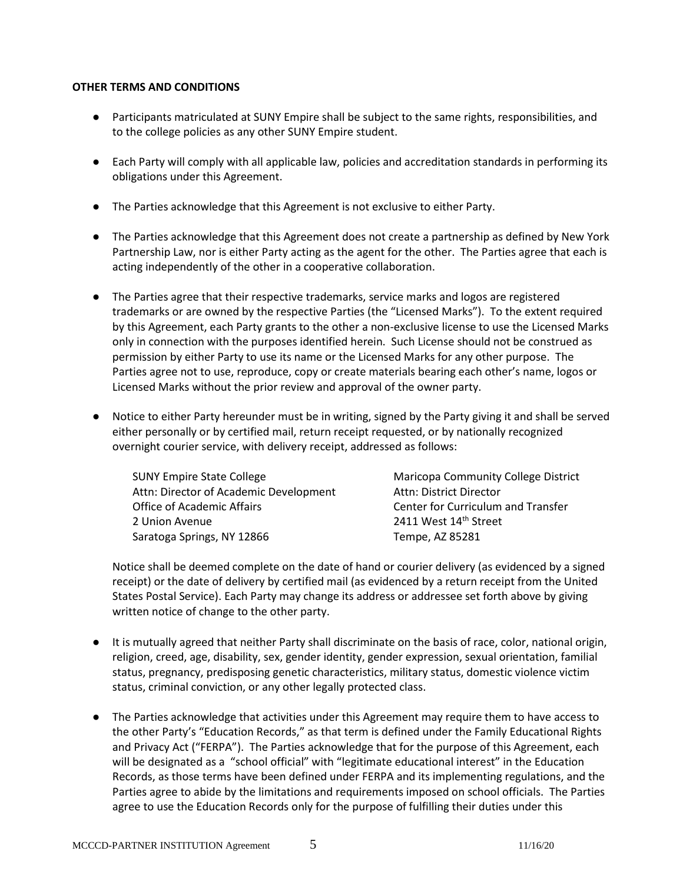**OTHER TERMS AND CONDITIONS**

- Participants matriculated at SUNY Empire shall be subject to the same rights, responsibilities, and to the college policies as any other SUNY Empire student.

- Each Party will comply with all applicable law, policies and accreditation standards in performing its obligations under this Agreement.

- The Parties acknowledge that this Agreement is not exclusive to either Party.

- The Parties acknowledge that this Agreement does not create a partnership as defined by New York Partnership Law, nor is either Party acting as the agent for the other. The Parties agree that each is acting independently of the other in a cooperative collaboration.

- The Parties agree that their respective trademarks, service marks and logos are registered trademarks or are owned by the respective Parties (the "Licensed Marks"). To the extent required by this Agreement, each Party grants to the other a non-exclusive license to use the Licensed Marks only in connection with the purposes identified herein. Such License should not be construed as permission by either Party to use its name or the Licensed Marks for any other purpose. The Parties agree not to use, reproduce, copy or create materials bearing each other's name, logos or Licensed Marks without the prior review and approval of the owner party.

- Notice to either Party hereunder must be in writing, signed by the Party giving it and shall be served either personally or by certified mail, return receipt requested, or by nationally recognized overnight courier service, with delivery receipt, addressed as follows:

  SUNY Empire State College
  Attn: Director of Academic Development
  Office of Academic Affairs
  2 Union Avenue
  Saratoga Springs, NY 12866

  Maricopa Community College District
  Attn: District Director
  Center for Curriculum and Transfer
  2411 West 14th Street
  Tempe, AZ 85281

  Notice shall be deemed complete on the date of hand or courier delivery (as evidenced by a signed receipt) or the date of delivery by certified mail (as evidenced by a return receipt from the United States Postal Service). Each Party may change its address or addressee set forth above by giving written notice of change to the other party.

- It is mutually agreed that neither Party shall discriminate on the basis of race, color, national origin, religion, creed, age, disability, sex, gender identity, gender expression, sexual orientation, familial status, pregnancy, predisposing genetic characteristics, military status, domestic violence victim status, criminal conviction, or any other legally protected class.

- The Parties acknowledge that activities under this Agreement may require them to have access to the other Party's "Education Records," as that term is defined under the Family Educational Rights and Privacy Act ("FERPA"). The Parties acknowledge that for the purpose of this Agreement, each will be designated as a "school official" with "legitimate educational interest" in the Education Records, as those terms have been defined under FERPA and its implementing regulations, and the Parties agree to abide by the limitations and requirements imposed on school officials. The Parties agree to use the Education Records only for the purpose of fulfilling their duties under this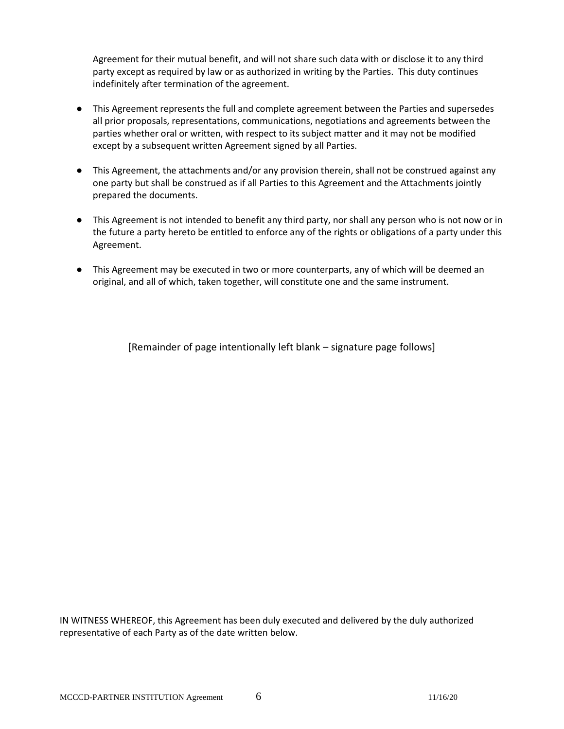Agreement for their mutual benefit, and will not share such data with or disclose it to any third party except as required by law or as authorized in writing by the Parties. This duty continues indefinitely after termination of the agreement.

- This Agreement represents the full and complete agreement between the Parties and supersedes all prior proposals, representations, communications, negotiations and agreements between the parties whether oral or written, with respect to its subject matter and it may not be modified except by a subsequent written Agreement signed by all Parties.

- This Agreement, the attachments and/or any provision therein, shall not be construed against any one party but shall be construed as if all Parties to this Agreement and the Attachments jointly prepared the documents.

- This Agreement is not intended to benefit any third party, nor shall any person who is not now or in the future a party hereto be entitled to enforce any of the rights or obligations of a party under this Agreement.

- This Agreement may be executed in two or more counterparts, any of which will be deemed an original, and all of which, taken together, will constitute one and the same instrument.

[Remainder of page intentionally left blank – signature page follows]

IN WITNESS WHEREOF, this Agreement has been duly executed and delivered by the duly authorized representative of each Party as of the date written below.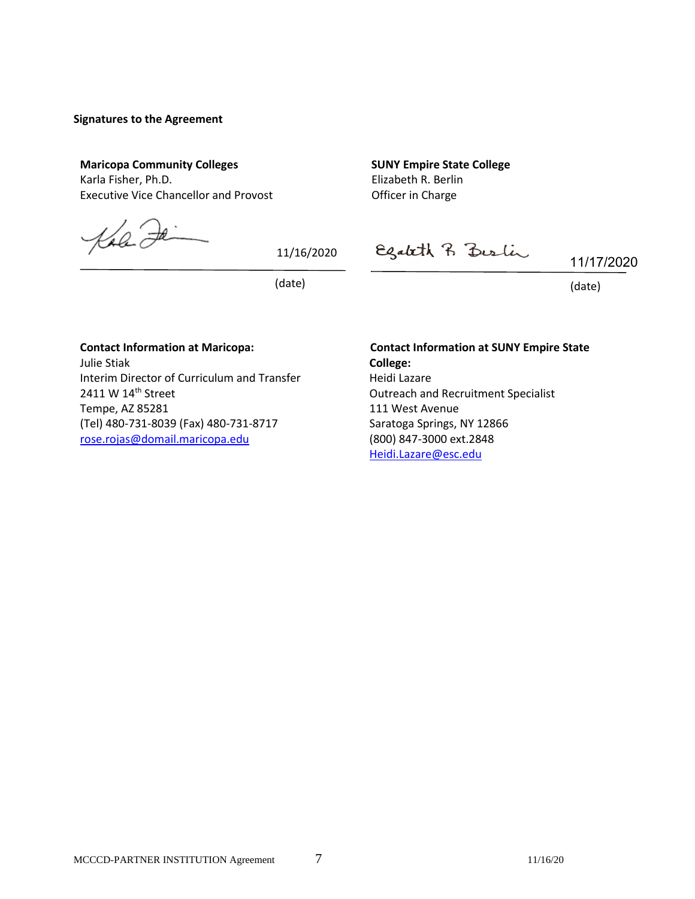**Signatures to the Agreement**

**Maricopa Community Colleges**
Karla Fisher, Ph.D.
Executive Vice Chancellor and Provost

11/16/2020
(date)

**SUNY Empire State College**
Elizabeth R. Berlin
Officer in Charge

11/17/2020
(date)

**Contact Information at Maricopa:**
Julie Stiak
Interim Director of Curriculum and Transfer
2411 W 14th Street
Tempe, AZ 85281
(Tel) 480-731-8039 (Fax) 480-731-8717
rose.rojas@domail.maricopa.edu

**Contact Information at SUNY Empire State College:**
Heidi Lazare
Outreach and Recruitment Specialist
111 West Avenue
Saratoga Springs, NY 12866
(800) 847-3000 ext.2848
Heidi.Lazare@esc.edu